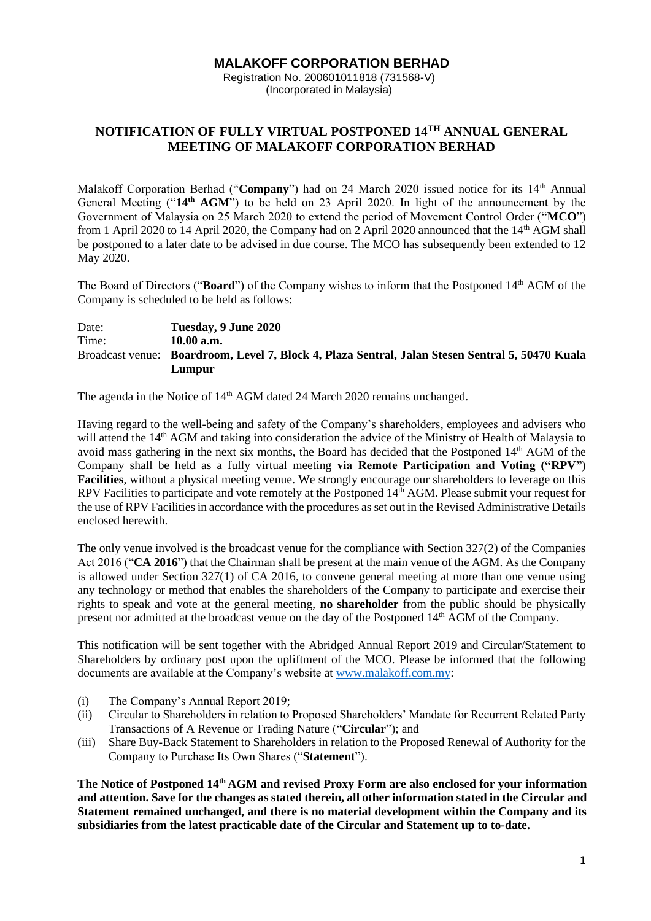# MALAKOFF CORPORATION BERHAD

Registration No. 200601011818 (731568-V)
(Incorporated in Malaysia)

## NOTIFICATION OF FULLY VIRTUAL POSTPONED 14TH ANNUAL GENERAL MEETING OF MALAKOFF CORPORATION BERHAD

Malakoff Corporation Berhad ("**Company**") had on 24 March 2020 issued notice for its 14th Annual General Meeting ("**14th AGM**") to be held on 23 April 2020. In light of the announcement by the Government of Malaysia on 25 March 2020 to extend the period of Movement Control Order ("**MCO**") from 1 April 2020 to 14 April 2020, the Company had on 2 April 2020 announced that the 14th AGM shall be postponed to a later date to be advised in due course. The MCO has subsequently been extended to 12 May 2020.

The Board of Directors ("**Board**") of the Company wishes to inform that the Postponed 14th AGM of the Company is scheduled to be held as follows:

Date: **Tuesday, 9 June 2020**
Time: **10.00 a.m.**
Broadcast venue: **Boardroom, Level 7, Block 4, Plaza Sentral, Jalan Stesen Sentral 5, 50470 Kuala Lumpur**

The agenda in the Notice of 14th AGM dated 24 March 2020 remains unchanged.

Having regard to the well-being and safety of the Company's shareholders, employees and advisers who will attend the 14th AGM and taking into consideration the advice of the Ministry of Health of Malaysia to avoid mass gathering in the next six months, the Board has decided that the Postponed 14th AGM of the Company shall be held as a fully virtual meeting **via Remote Participation and Voting ("RPV") Facilities**, without a physical meeting venue. We strongly encourage our shareholders to leverage on this RPV Facilities to participate and vote remotely at the Postponed 14th AGM. Please submit your request for the use of RPV Facilities in accordance with the procedures as set out in the Revised Administrative Details enclosed herewith.

The only venue involved is the broadcast venue for the compliance with Section 327(2) of the Companies Act 2016 ("**CA 2016**") that the Chairman shall be present at the main venue of the AGM. As the Company is allowed under Section 327(1) of CA 2016, to convene general meeting at more than one venue using any technology or method that enables the shareholders of the Company to participate and exercise their rights to speak and vote at the general meeting, **no shareholder** from the public should be physically present nor admitted at the broadcast venue on the day of the Postponed 14th AGM of the Company.

This notification will be sent together with the Abridged Annual Report 2019 and Circular/Statement to Shareholders by ordinary post upon the upliftment of the MCO. Please be informed that the following documents are available at the Company's website at www.malakoff.com.my:

(i) The Company's Annual Report 2019;
(ii) Circular to Shareholders in relation to Proposed Shareholders' Mandate for Recurrent Related Party Transactions of A Revenue or Trading Nature ("**Circular**"); and
(iii) Share Buy-Back Statement to Shareholders in relation to the Proposed Renewal of Authority for the Company to Purchase Its Own Shares ("**Statement**").

**The Notice of Postponed 14th AGM and revised Proxy Form are also enclosed for your information and attention. Save for the changes as stated therein, all other information stated in the Circular and Statement remained unchanged, and there is no material development within the Company and its subsidiaries from the latest practicable date of the Circular and Statement up to to-date.**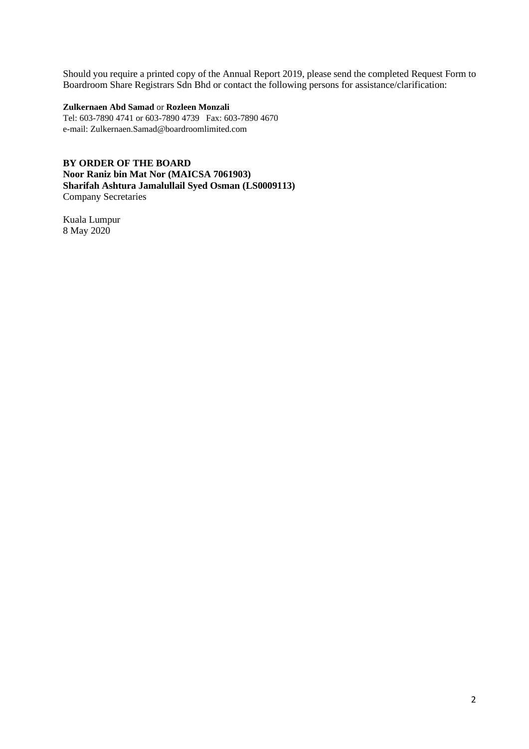Should you require a printed copy of the Annual Report 2019, please send the completed Request Form to Boardroom Share Registrars Sdn Bhd or contact the following persons for assistance/clarification:

**Zulkernaen Abd Samad** or **Rozleen Monzali**
Tel: 603-7890 4741 or 603-7890 4739 Fax: 603-7890 4670
e-mail: Zulkernaen.Samad@boardroomlimited.com

**BY ORDER OF THE BOARD**
**Noor Raniz bin Mat Nor (MAICSA 7061903)**
**Sharifah Ashtura Jamalullail Syed Osman (LS0009113)**
Company Secretaries

Kuala Lumpur
8 May 2020